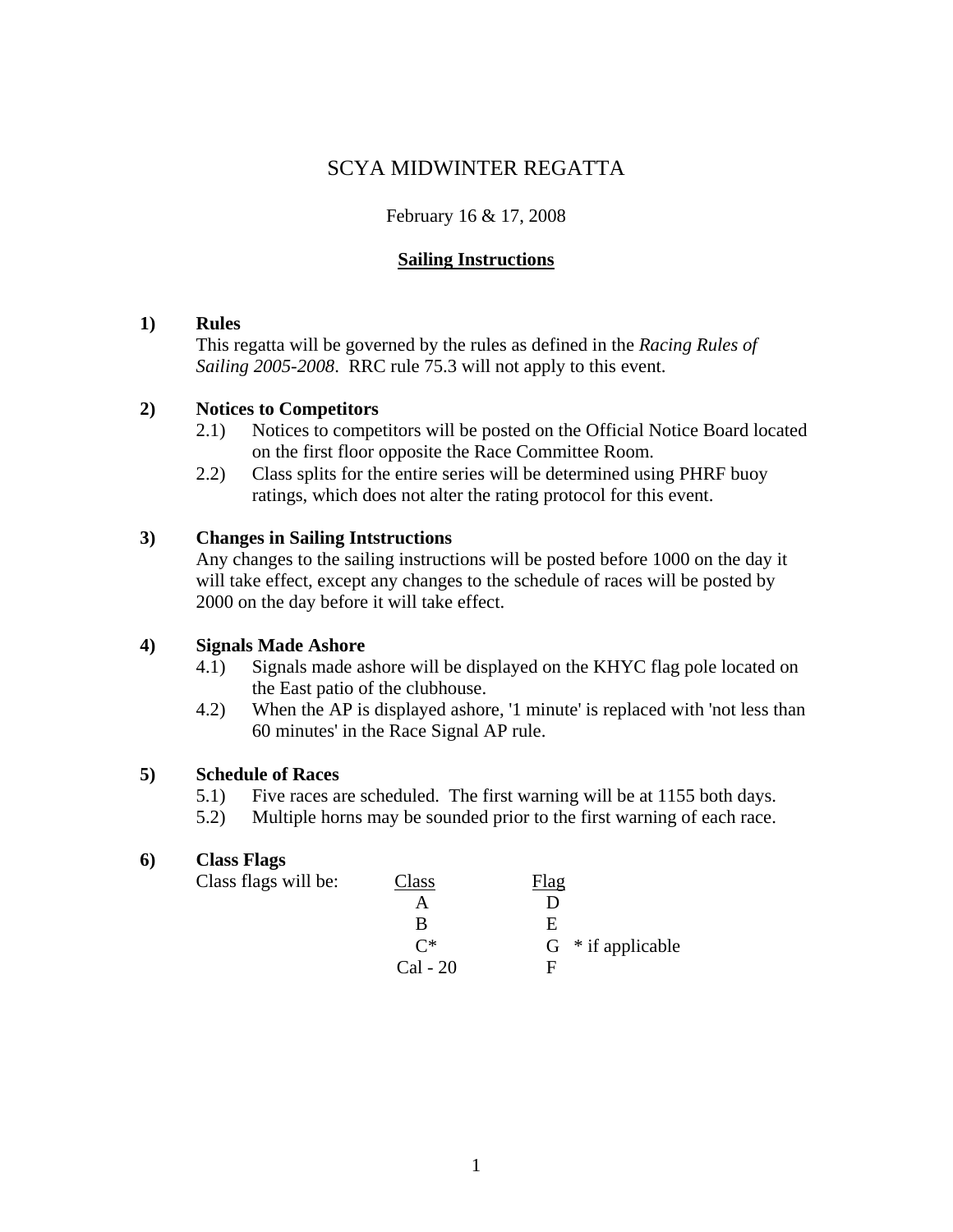# SCYA MIDWINTER REGATTA

February 16 & 17, 2008

## Sailing Instructions

### 1) Rules

This regatta will be governed by the rules as defined in the *Racing Rules of Sailing 2005-2008*. RRC rule 75.3 will not apply to this event.

### 2) Notices to Competitors

2.1) Notices to competitors will be posted on the Official Notice Board located on the first floor opposite the Race Committee Room.

2.2) Class splits for the entire series will be determined using PHRF buoy ratings, which does not alter the rating protocol for this event.

### 3) Changes in Sailing Intstructions

Any changes to the sailing instructions will be posted before 1000 on the day it will take effect, except any changes to the schedule of races will be posted by 2000 on the day before it will take effect.

### 4) Signals Made Ashore

4.1) Signals made ashore will be displayed on the KHYC flag pole located on the East patio of the clubhouse.

4.2) When the AP is displayed ashore, '1 minute' is replaced with 'not less than 60 minutes' in the Race Signal AP rule.

### 5) Schedule of Races

5.1) Five races are scheduled. The first warning will be at 1155 both days.

5.2) Multiple horns may be sounded prior to the first warning of each race.

### 6) Class Flags

Class flags will be:

| Class | Flag | |
|---|---|---|
| A | D | |
| B | E | |
| C* | G | * if applicable |
| Cal - 20 | F | |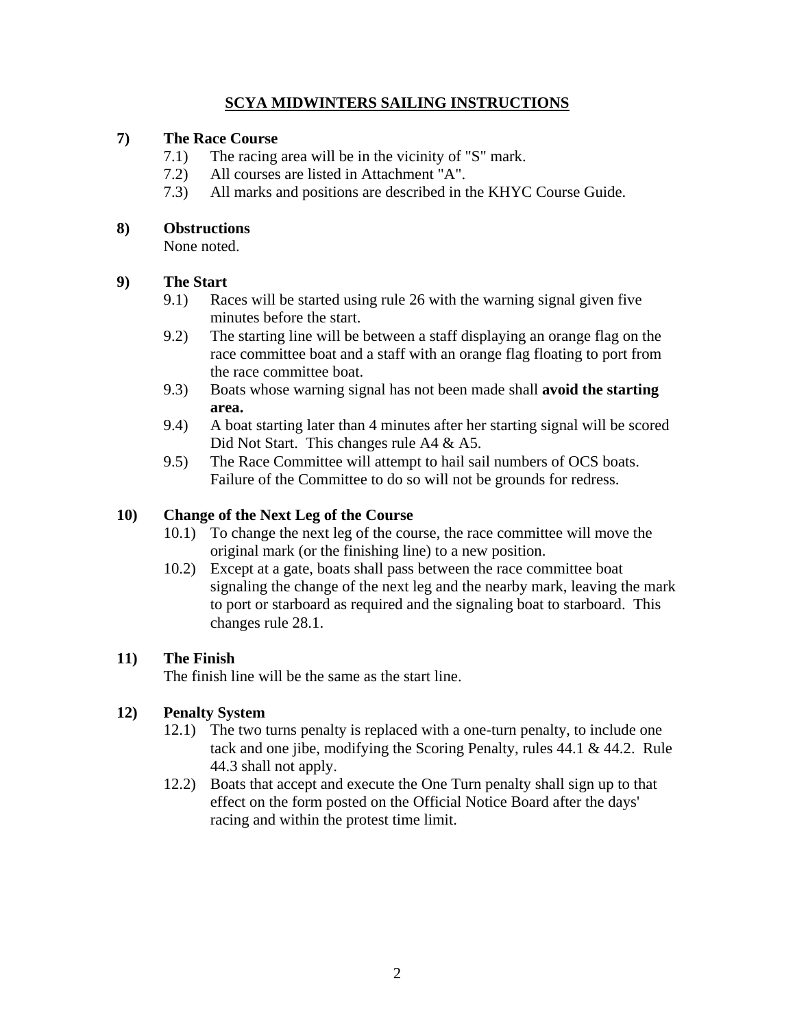# SCYA MIDWINTERS SAILING INSTRUCTIONS

## 7) The Race Course

7.1) The racing area will be in the vicinity of "S" mark.

7.2) All courses are listed in Attachment "A".

7.3) All marks and positions are described in the KHYC Course Guide.

## 8) Obstructions

None noted.

## 9) The Start

9.1) Races will be started using rule 26 with the warning signal given five minutes before the start.

9.2) The starting line will be between a staff displaying an orange flag on the race committee boat and a staff with an orange flag floating to port from the race committee boat.

9.3) Boats whose warning signal has not been made shall **avoid the starting area.**

9.4) A boat starting later than 4 minutes after her starting signal will be scored Did Not Start. This changes rule A4 & A5.

9.5) The Race Committee will attempt to hail sail numbers of OCS boats. Failure of the Committee to do so will not be grounds for redress.

## 10) Change of the Next Leg of the Course

10.1) To change the next leg of the course, the race committee will move the original mark (or the finishing line) to a new position.

10.2) Except at a gate, boats shall pass between the race committee boat signaling the change of the next leg and the nearby mark, leaving the mark to port or starboard as required and the signaling boat to starboard. This changes rule 28.1.

## 11) The Finish

The finish line will be the same as the start line.

## 12) Penalty System

12.1) The two turns penalty is replaced with a one-turn penalty, to include one tack and one jibe, modifying the Scoring Penalty, rules 44.1 & 44.2. Rule 44.3 shall not apply.

12.2) Boats that accept and execute the One Turn penalty shall sign up to that effect on the form posted on the Official Notice Board after the days' racing and within the protest time limit.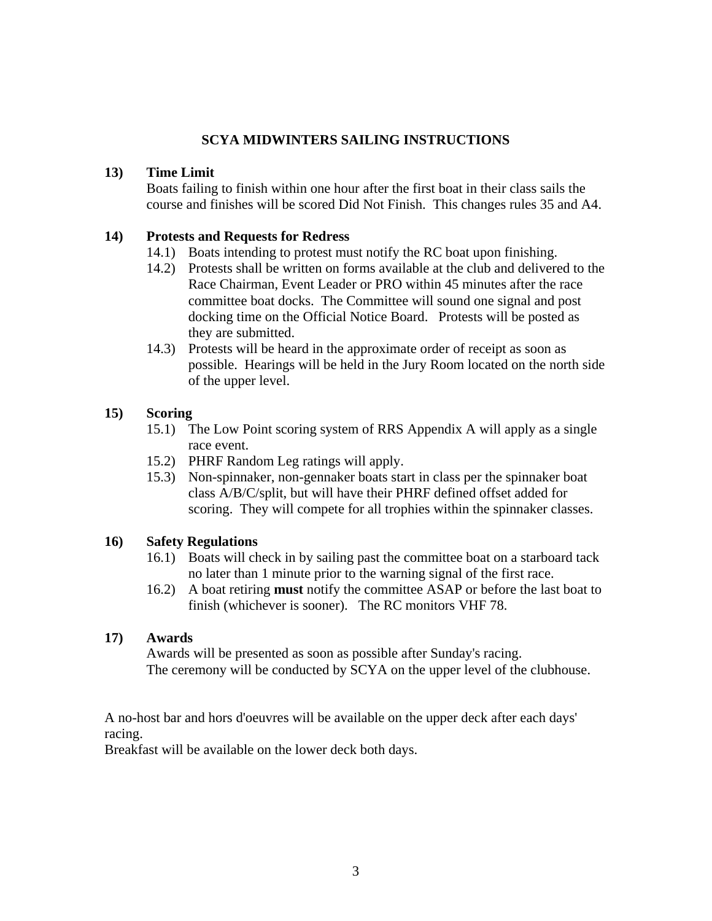## SCYA MIDWINTERS SAILING INSTRUCTIONS

**13) Time Limit**

Boats failing to finish within one hour after the first boat in their class sails the course and finishes will be scored Did Not Finish. This changes rules 35 and A4.

**14) Protests and Requests for Redress**

14.1) Boats intending to protest must notify the RC boat upon finishing.

14.2) Protests shall be written on forms available at the club and delivered to the Race Chairman, Event Leader or PRO within 45 minutes after the race committee boat docks. The Committee will sound one signal and post docking time on the Official Notice Board. Protests will be posted as they are submitted.

14.3) Protests will be heard in the approximate order of receipt as soon as possible. Hearings will be held in the Jury Room located on the north side of the upper level.

**15) Scoring**

15.1) The Low Point scoring system of RRS Appendix A will apply as a single race event.

15.2) PHRF Random Leg ratings will apply.

15.3) Non-spinnaker, non-gennaker boats start in class per the spinnaker boat class A/B/C/split, but will have their PHRF defined offset added for scoring. They will compete for all trophies within the spinnaker classes.

**16) Safety Regulations**

16.1) Boats will check in by sailing past the committee boat on a starboard tack no later than 1 minute prior to the warning signal of the first race.

16.2) A boat retiring **must** notify the committee ASAP or before the last boat to finish (whichever is sooner). The RC monitors VHF 78.

**17) Awards**

Awards will be presented as soon as possible after Sunday's racing.
The ceremony will be conducted by SCYA on the upper level of the clubhouse.

A no-host bar and hors d'oeuvres will be available on the upper deck after each days' racing.
Breakfast will be available on the lower deck both days.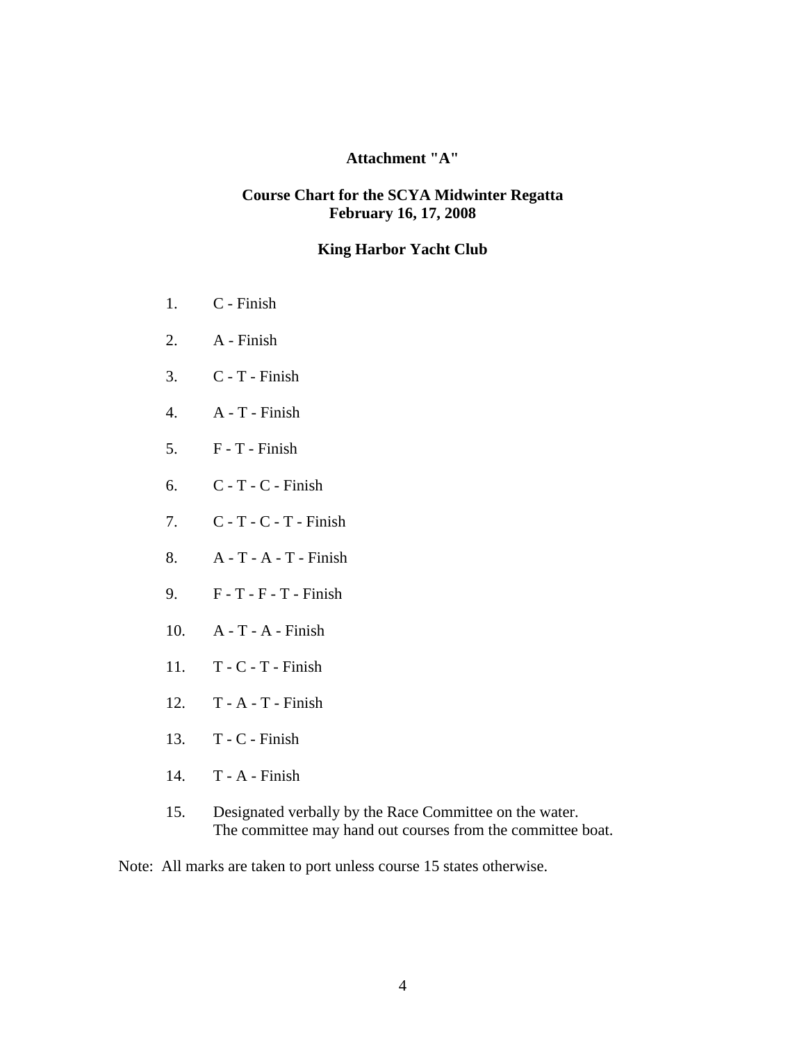**Attachment "A"**

**Course Chart for the SCYA Midwinter Regatta**
**February 16, 17, 2008**

**King Harbor Yacht Club**

1. C - Finish
2. A - Finish
3. C - T - Finish
4. A - T - Finish
5. F - T - Finish
6. C - T - C - Finish
7. C - T - C - T - Finish
8. A - T - A - T - Finish
9. F - T - F - T - Finish
10. A - T - A - Finish
11. T - C - T - Finish
12. T - A - T - Finish
13. T - C - Finish
14. T - A - Finish
15. Designated verbally by the Race Committee on the water.
    The committee may hand out courses from the committee boat.

Note: All marks are taken to port unless course 15 states otherwise.